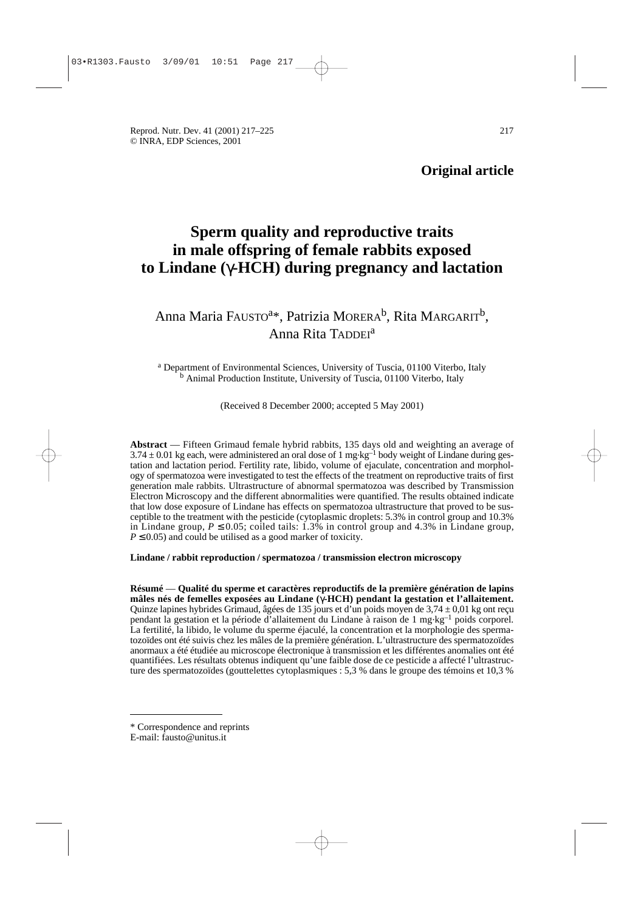**Original article**

# Sperm quality and reproductive traits in male offspring of female rabbits exposed to Lindane (γ-HCH) during pregnancy and lactation

Anna Maria FAUSTO[a*], Patrizia MORERA[b], Rita MARGARIT[b], Anna Rita TADDEI[a]

[a] Department of Environmental Sciences, University of Tuscia, 01100 Viterbo, Italy
[b] Animal Production Institute, University of Tuscia, 01100 Viterbo, Italy

(Received 8 December 2000; accepted 5 May 2001)

**Abstract** — Fifteen Grimaud female hybrid rabbits, 135 days old and weighting an average of $3.74 \pm 0.01$ kg each, were administered an oral dose of 1 $mg \cdot kg^{-1}$ body weight of Lindane during gestation and lactation period. Fertility rate, libido, volume of ejaculate, concentration and morphology of spermatozoa were investigated to test the effects of the treatment on reproductive traits of first generation male rabbits. Ultrastructure of abnormal spermatozoa was described by Transmission Electron Microscopy and the different abnormalities were quantified. The results obtained indicate that low dose exposure of Lindane has effects on spermatozoa ultrastructure that proved to be susceptible to the treatment with the pesticide (cytoplasmic droplets: 5.3% in control group and 10.3% in Lindane group, $P \leq 0.05$; coiled tails: 1.3% in control group and 4.3% in Lindane group, $P \leq 0.05$) and could be utilised as a good marker of toxicity.

**Lindane / rabbit reproduction / spermatozoa / transmission electron microscopy**

**Résumé** — **Qualité du sperme et caractères reproductifs de la première génération de lapins mâles nés de femelles exposées au Lindane (γ-HCH) pendant la gestation et l'allaitement.** Quinze lapines hybrides Grimaud, âgées de 135 jours et d'un poids moyen de $3{,}74 \pm 0{,}01$ kg ont reçu pendant la gestation et la période d'allaitement du Lindane à raison de 1 $mg \cdot kg^{-1}$ poids corporel. La fertilité, la libido, le volume du sperme éjaculé, la concentration et la morphologie des spermatozoïdes ont été suivis chez les mâles de la première génération. L'ultrastructure des spermatozoïdes anormaux a été étudiée au microscope électronique à transmission et les différentes anomalies ont été quantifiées. Les résultats obtenus indiquent qu'une faible dose de ce pesticide a affecté l'ultrastructure des spermatozoïdes (gouttelettes cytoplasmiques : 5,3 % dans le groupe des témoins et 10,3 %

---

\* Correspondence and reprints
E-mail: fausto@unitus.it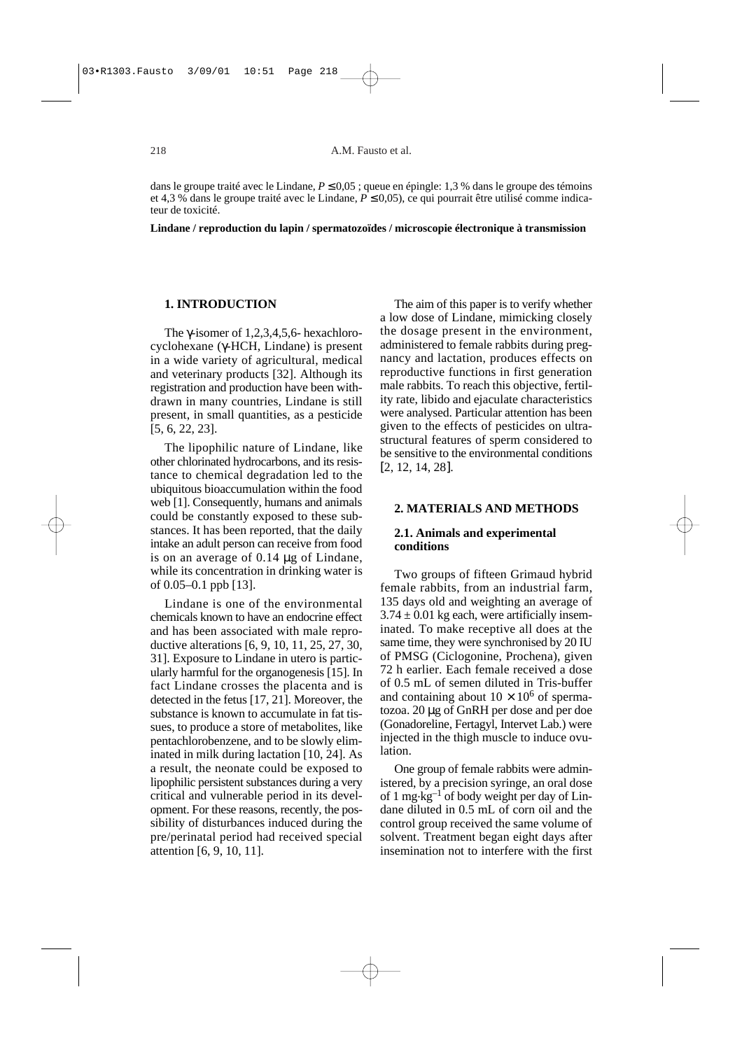dans le groupe traité avec le Lindane, $P \leq 0,05$ ; queue en épingle: 1,3 % dans le groupe des témoins et 4,3 % dans le groupe traité avec le Lindane, $P \leq 0,05$), ce qui pourrait être utilisé comme indicateur de toxicité.

**Lindane / reproduction du lapin / spermatozoïdes / microscopie électronique à transmission**

## 1. INTRODUCTION

The γ-isomer of 1,2,3,4,5,6- hexachlorocyclohexane (γ-HCH, Lindane) is present in a wide variety of agricultural, medical and veterinary products [32]. Although its registration and production have been withdrawn in many countries, Lindane is still present, in small quantities, as a pesticide [5, 6, 22, 23].

The lipophilic nature of Lindane, like other chlorinated hydrocarbons, and its resistance to chemical degradation led to the ubiquitous bioaccumulation within the food web [1]. Consequently, humans and animals could be constantly exposed to these substances. It has been reported, that the daily intake an adult person can receive from food is on an average of 0.14 μg of Lindane, while its concentration in drinking water is of 0.05–0.1 ppb [13].

Lindane is one of the environmental chemicals known to have an endocrine effect and has been associated with male reproductive alterations [6, 9, 10, 11, 25, 27, 30, 31]. Exposure to Lindane in utero is particularly harmful for the organogenesis [15]. In fact Lindane crosses the placenta and is detected in the fetus [17, 21]. Moreover, the substance is known to accumulate in fat tissues, to produce a store of metabolites, like pentachlorobenzene, and to be slowly eliminated in milk during lactation [10, 24]. As a result, the neonate could be exposed to lipophilic persistent substances during a very critical and vulnerable period in its development. For these reasons, recently, the possibility of disturbances induced during the pre/perinatal period had received special attention [6, 9, 10, 11].

The aim of this paper is to verify whether a low dose of Lindane, mimicking closely the dosage present in the environment, administered to female rabbits during pregnancy and lactation, produces effects on reproductive functions in first generation male rabbits. To reach this objective, fertility rate, libido and ejaculate characteristics were analysed. Particular attention has been given to the effects of pesticides on ultrastructural features of sperm considered to be sensitive to the environmental conditions [2, 12, 14, 28].

## 2. MATERIALS AND METHODS

### 2.1. Animals and experimental conditions

Two groups of fifteen Grimaud hybrid female rabbits, from an industrial farm, 135 days old and weighting an average of $3.74 \pm 0.01$ kg each, were artificially inseminated. To make receptive all does at the same time, they were synchronised by 20 IU of PMSG (Ciclogonine, Prochena), given 72 h earlier. Each female received a dose of 0.5 mL of semen diluted in Tris-buffer and containing about $10 \times 10^6$ of spermatozoa. 20 μg of GnRH per dose and per doe (Gonadoreline, Fertagyl, Intervet Lab.) were injected in the thigh muscle to induce ovulation.

One group of female rabbits were administered, by a precision syringe, an oral dose of 1 $mg \cdot kg^{-1}$ of body weight per day of Lindane diluted in 0.5 mL of corn oil and the control group received the same volume of solvent. Treatment began eight days after insemination not to interfere with the first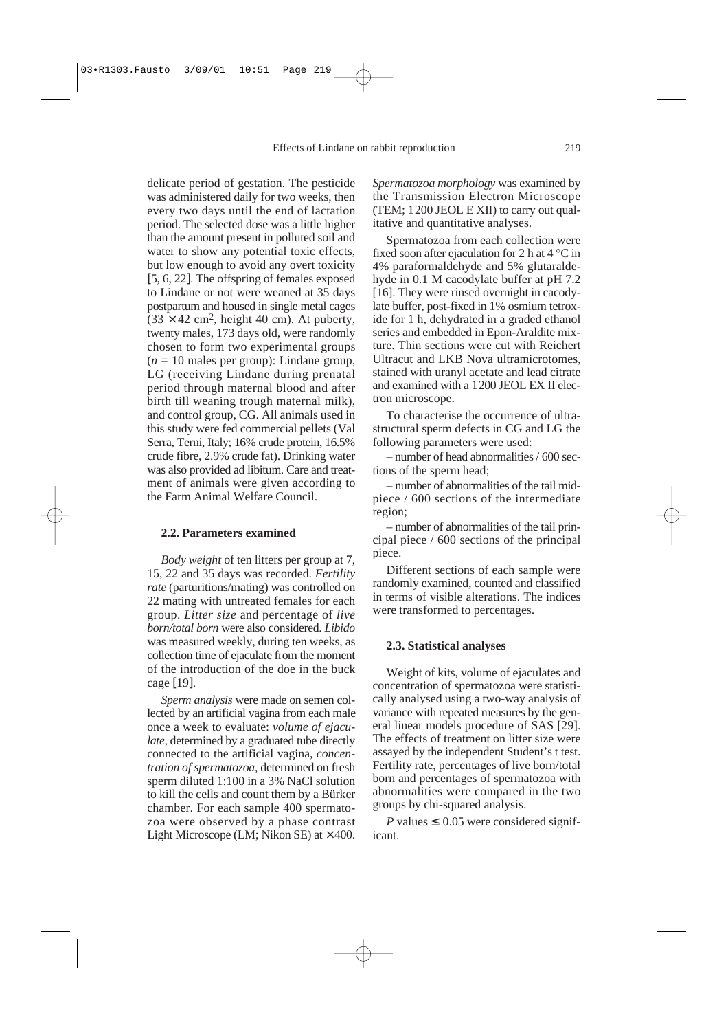delicate period of gestation. The pesticide was administered daily for two weeks, then every two days until the end of lactation period. The selected dose was a little higher than the amount present in polluted soil and water to show any potential toxic effects, but low enough to avoid any overt toxicity [5, 6, 22]. The offspring of females exposed to Lindane or not were weaned at 35 days postpartum and housed in single metal cages ($33 \times 42$ cm$^2$, height 40 cm). At puberty, twenty males, 173 days old, were randomly chosen to form two experimental groups ($n = 10$ males per group): Lindane group, LG (receiving Lindane during prenatal period through maternal blood and after birth till weaning trough maternal milk), and control group, CG. All animals used in this study were fed commercial pellets (Val Serra, Terni, Italy; 16% crude protein, 16.5% crude fibre, 2.9% crude fat). Drinking water was also provided ad libitum. Care and treatment of animals were given according to the Farm Animal Welfare Council.

### 2.2. Parameters examined

*Body weight* of ten litters per group at 7, 15, 22 and 35 days was recorded. *Fertility rate* (parturitions/mating) was controlled on 22 mating with untreated females for each group. *Litter size* and percentage of *live born/total born* were also considered. *Libido* was measured weekly, during ten weeks, as collection time of ejaculate from the moment of the introduction of the doe in the buck cage [19].

*Sperm analysis* were made on semen collected by an artificial vagina from each male once a week to evaluate: *volume of ejaculate*, determined by a graduated tube directly connected to the artificial vagina, *concentration of spermatozoa*, determined on fresh sperm diluted 1:100 in a 3% NaCl solution to kill the cells and count them by a Bürker chamber. For each sample 400 spermatozoa were observed by a phase contrast Light Microscope (LM; Nikon SE) at $\times 400$.

*Spermatozoa morphology* was examined by the Transmission Electron Microscope (TEM; 1200 JEOL E XII) to carry out qualitative and quantitative analyses.

Spermatozoa from each collection were fixed soon after ejaculation for 2 h at 4 °C in 4% paraformaldehyde and 5% glutaraldehyde in 0.1 M cacodylate buffer at pH 7.2 [16]. They were rinsed overnight in cacodylate buffer, post-fixed in 1% osmium tetroxide for 1 h, dehydrated in a graded ethanol series and embedded in Epon-Araldite mixture. Thin sections were cut with Reichert Ultracut and LKB Nova ultramicrotomes, stained with uranyl acetate and lead citrate and examined with a 1200 JEOL EX II electron microscope.

To characterise the occurrence of ultrastructural sperm defects in CG and LG the following parameters were used:

– number of head abnormalities / 600 sections of the sperm head;

– number of abnormalities of the tail midpiece / 600 sections of the intermediate region;

– number of abnormalities of the tail principal piece / 600 sections of the principal piece.

Different sections of each sample were randomly examined, counted and classified in terms of visible alterations. The indices were transformed to percentages.

### 2.3. Statistical analyses

Weight of kits, volume of ejaculates and concentration of spermatozoa were statistically analysed using a two-way analysis of variance with repeated measures by the general linear models procedure of SAS [29]. The effects of treatment on litter size were assayed by the independent Student's t test. Fertility rate, percentages of live born/total born and percentages of spermatozoa with abnormalities were compared in the two groups by chi-squared analysis.

*P* values $\leq 0.05$ were considered significant.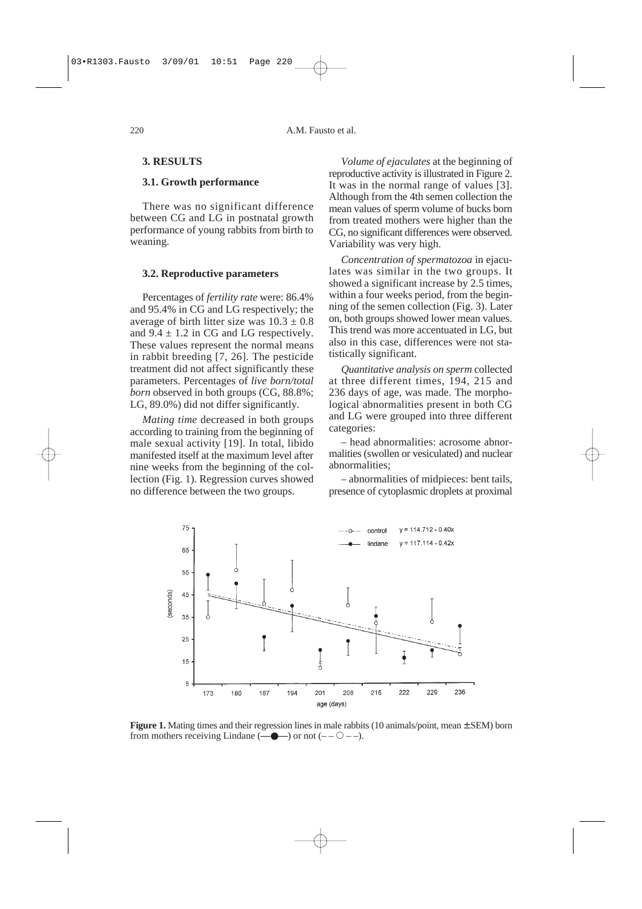## 3. RESULTS

### 3.1. Growth performance

There was no significant difference between CG and LG in postnatal growth performance of young rabbits from birth to weaning.

### 3.2. Reproductive parameters

Percentages of *fertility rate* were: 86.4% and 95.4% in CG and LG respectively; the average of birth litter size was $10.3 \pm 0.8$ and $9.4 \pm 1.2$ in CG and LG respectively. These values represent the normal means in rabbit breeding [7, 26]. The pesticide treatment did not affect significantly these parameters. Percentages of *live born/total born* observed in both groups (CG, 88.8%; LG, 89.0%) did not differ significantly.

*Mating time* decreased in both groups according to training from the beginning of male sexual activity [19]. In total, libido manifested itself at the maximum level after nine weeks from the beginning of the collection (Fig. 1). Regression curves showed no difference between the two groups.

*Volume of ejaculates* at the beginning of reproductive activity is illustrated in Figure 2. It was in the normal range of values [3]. Although from the 4th semen collection the mean values of sperm volume of bucks born from treated mothers were higher than the CG, no significant differences were observed. Variability was very high.

*Concentration of spermatozoa* in ejaculates was similar in the two groups. It showed a significant increase by 2.5 times, within a four weeks period, from the beginning of the semen collection (Fig. 3). Later on, both groups showed lower mean values. This trend was more accentuated in LG, but also in this case, differences were not statistically significant.

*Quantitative analysis on sperm* collected at three different times, 194, 215 and 236 days of age, was made. The morphological abnormalities present in both CG and LG were grouped into three different categories:

– head abnormalities: acrosome abnormalities (swollen or vesiculated) and nuclear abnormalities;

– abnormalities of midpieces: bent tails, presence of cytoplasmic droplets at proximal

**Figure 1.** Mating times and their regression lines in male rabbits (10 animals/point, mean ± SEM) born from mothers receiving Lindane (—●—) or not (– – ○ – –).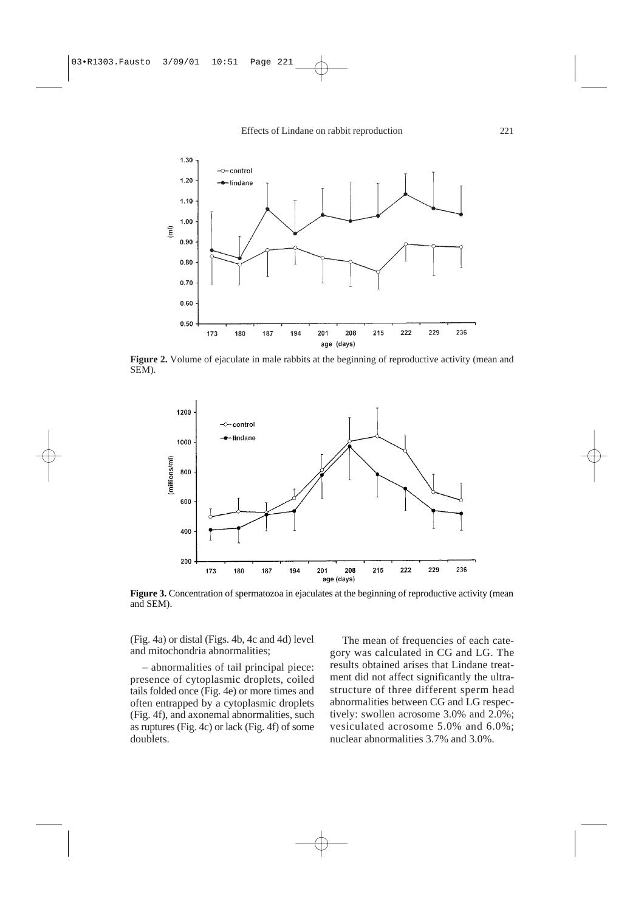**Figure 2.** Volume of ejaculate in male rabbits at the beginning of reproductive activity (mean and SEM).

**Figure 3.** Concentration of spermatozoa in ejaculates at the beginning of reproductive activity (mean and SEM).

(Fig. 4a) or distal (Figs. 4b, 4c and 4d) level and mitochondria abnormalities;

– abnormalities of tail principal piece: presence of cytoplasmic droplets, coiled tails folded once (Fig. 4e) or more times and often entrapped by a cytoplasmic droplets (Fig. 4f), and axonemal abnormalities, such as ruptures (Fig. 4c) or lack (Fig. 4f) of some doublets.

The mean of frequencies of each category was calculated in CG and LG. The results obtained arises that Lindane treatment did not affect significantly the ultrastructure of three different sperm head abnormalities between CG and LG respectively: swollen acrosome 3.0% and 2.0%; vesiculated acrosome 5.0% and 6.0%; nuclear abnormalities 3.7% and 3.0%.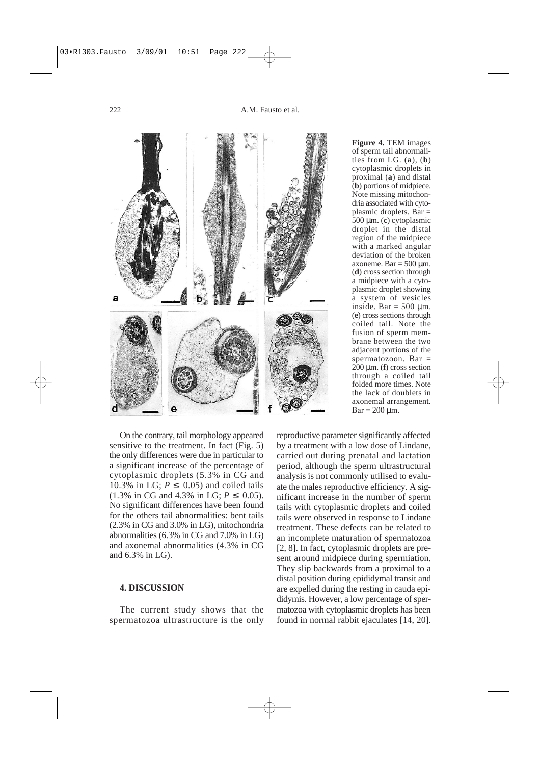**Figure 4.** TEM images of sperm tail abnormalities from LG. (**a**), (**b**) cytoplasmic droplets in proximal (**a**) and distal (**b**) portions of midpiece. Note missing mitochondria associated with cytoplasmic droplets. Bar = 500 µm. (**c**) cytoplasmic droplet in the distal region of the midpiece with a marked angular deviation of the broken axoneme. Bar = 500 µm. (**d**) cross section through a midpiece with a cytoplasmic droplet showing a system of vesicles inside. Bar = 500 µm. (**e**) cross sections through coiled tail. Note the fusion of sperm membrane between the two adjacent portions of the spermatozoon. Bar = 200 µm. (**f**) cross section through a coiled tail folded more times. Note the lack of doublets in axonemal arrangement. Bar = 200 µm.

On the contrary, tail morphology appeared sensitive to the treatment. In fact (Fig. 5) the only differences were due in particular to a significant increase of the percentage of cytoplasmic droplets (5.3% in CG and 10.3% in LG; $P \leq 0.05$) and coiled tails (1.3% in CG and 4.3% in LG; $P \leq 0.05$). No significant differences have been found for the others tail abnormalities: bent tails (2.3% in CG and 3.0% in LG), mitochondria abnormalities (6.3% in CG and 7.0% in LG) and axonemal abnormalities (4.3% in CG and 6.3% in LG).

## 4. DISCUSSION

The current study shows that the spermatozoa ultrastructure is the only reproductive parameter significantly affected by a treatment with a low dose of Lindane, carried out during prenatal and lactation period, although the sperm ultrastructural analysis is not commonly utilised to evaluate the males reproductive efficiency. A significant increase in the number of sperm tails with cytoplasmic droplets and coiled tails were observed in response to Lindane treatment. These defects can be related to an incomplete maturation of spermatozoa [2, 8]. In fact, cytoplasmic droplets are present around midpiece during spermiation. They slip backwards from a proximal to a distal position during epididymal transit and are expelled during the resting in cauda epididymis. However, a low percentage of spermatozoa with cytoplasmic droplets has been found in normal rabbit ejaculates [14, 20].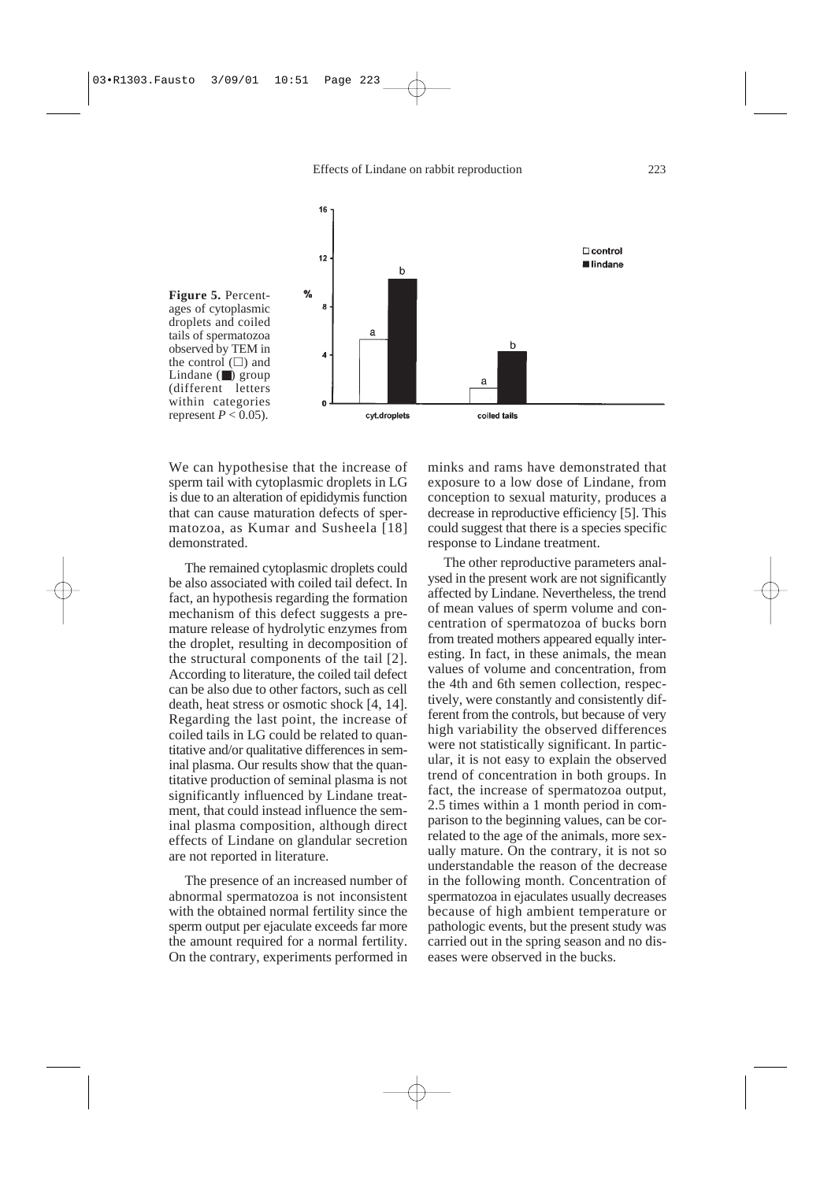**Figure 5.** Percentages of cytoplasmic droplets and coiled tails of spermatozoa observed by TEM in the control (□) and Lindane (■) group (different letters within categories represent $P < 0.05$).

We can hypothesise that the increase of sperm tail with cytoplasmic droplets in LG is due to an alteration of epididymis function that can cause maturation defects of spermatozoa, as Kumar and Susheela [18] demonstrated.

The remained cytoplasmic droplets could be also associated with coiled tail defect. In fact, an hypothesis regarding the formation mechanism of this defect suggests a premature release of hydrolytic enzymes from the droplet, resulting in decomposition of the structural components of the tail [2]. According to literature, the coiled tail defect can be also due to other factors, such as cell death, heat stress or osmotic shock [4, 14]. Regarding the last point, the increase of coiled tails in LG could be related to quantitative and/or qualitative differences in seminal plasma. Our results show that the quantitative production of seminal plasma is not significantly influenced by Lindane treatment, that could instead influence the seminal plasma composition, although direct effects of Lindane on glandular secretion are not reported in literature.

The presence of an increased number of abnormal spermatozoa is not inconsistent with the obtained normal fertility since the sperm output per ejaculate exceeds far more the amount required for a normal fertility. On the contrary, experiments performed in minks and rams have demonstrated that exposure to a low dose of Lindane, from conception to sexual maturity, produces a decrease in reproductive efficiency [5]. This could suggest that there is a species specific response to Lindane treatment.

The other reproductive parameters analysed in the present work are not significantly affected by Lindane. Nevertheless, the trend of mean values of sperm volume and concentration of spermatozoa of bucks born from treated mothers appeared equally interesting. In fact, in these animals, the mean values of volume and concentration, from the 4th and 6th semen collection, respectively, were constantly and consistently different from the controls, but because of very high variability the observed differences were not statistically significant. In particular, it is not easy to explain the observed trend of concentration in both groups. In fact, the increase of spermatozoa output, 2.5 times within a 1 month period in comparison to the beginning values, can be correlated to the age of the animals, more sexually mature. On the contrary, it is not so understandable the reason of the decrease in the following month. Concentration of spermatozoa in ejaculates usually decreases because of high ambient temperature or pathologic events, but the present study was carried out in the spring season and no diseases were observed in the bucks.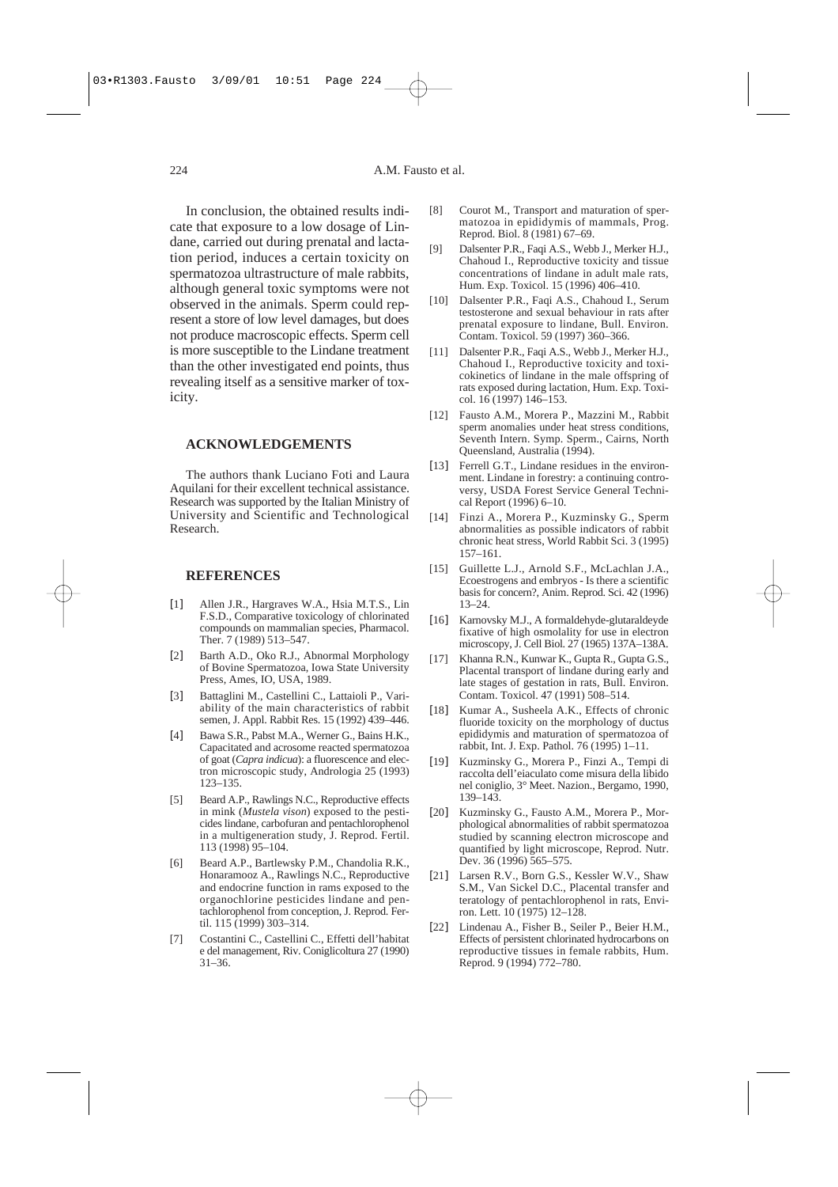In conclusion, the obtained results indicate that exposure to a low dosage of Lindane, carried out during prenatal and lactation period, induces a certain toxicity on spermatozoa ultrastructure of male rabbits, although general toxic symptoms were not observed in the animals. Sperm could represent a store of low level damages, but does not produce macroscopic effects. Sperm cell is more susceptible to the Lindane treatment than the other investigated end points, thus revealing itself as a sensitive marker of toxicity.

## ACKNOWLEDGEMENTS

The authors thank Luciano Foti and Laura Aquilani for their excellent technical assistance. Research was supported by the Italian Ministry of University and Scientific and Technological Research.

## REFERENCES

[1] Allen J.R., Hargraves W.A., Hsia M.T.S., Lin F.S.D., Comparative toxicology of chlorinated compounds on mammalian species, Pharmacol. Ther. 7 (1989) 513–547.

[2] Barth A.D., Oko R.J., Abnormal Morphology of Bovine Spermatozoa, Iowa State University Press, Ames, IO, USA, 1989.

[3] Battaglini M., Castellini C., Lattaioli P., Variability of the main characteristics of rabbit semen, J. Appl. Rabbit Res. 15 (1992) 439–446.

[4] Bawa S.R., Pabst M.A., Werner G., Bains H.K., Capacitated and acrosome reacted spermatozoa of goat (*Capra indicua*): a fluorescence and electron microscopic study, Andrologia 25 (1993) 123–135.

[5] Beard A.P., Rawlings N.C., Reproductive effects in mink (*Mustela vison*) exposed to the pesticides lindane, carbofuran and pentachlorophenol in a multigeneration study, J. Reprod. Fertil. 113 (1998) 95–104.

[6] Beard A.P., Bartlewsky P.M., Chandolia R.K., Honaramooz A., Rawlings N.C., Reproductive and endocrine function in rams exposed to the organochlorine pesticides lindane and pentachlorophenol from conception, J. Reprod. Fertil. 115 (1999) 303–314.

[7] Costantini C., Castellini C., Effetti dell'habitat e del management, Riv. Coniglicoltura 27 (1990) 31–36.

[8] Courot M., Transport and maturation of spermatozoa in epididymis of mammals, Prog. Reprod. Biol. 8 (1981) 67–69.

[9] Dalsenter P.R., Faqi A.S., Webb J., Merker H.J., Chahoud I., Reproductive toxicity and tissue concentrations of lindane in adult male rats, Hum. Exp. Toxicol. 15 (1996) 406–410.

[10] Dalsenter P.R., Faqi A.S., Chahoud I., Serum testosterone and sexual behaviour in rats after prenatal exposure to lindane, Bull. Environ. Contam. Toxicol. 59 (1997) 360–366.

[11] Dalsenter P.R., Faqi A.S., Webb J., Merker H.J., Chahoud I., Reproductive toxicity and toxicokinetics of lindane in the male offspring of rats exposed during lactation, Hum. Exp. Toxicol. 16 (1997) 146–153.

[12] Fausto A.M., Morera P., Mazzini M., Rabbit sperm anomalies under heat stress conditions, Seventh Intern. Symp. Sperm., Cairns, North Queensland, Australia (1994).

[13] Ferrell G.T., Lindane residues in the environment. Lindane in forestry: a continuing controversy, USDA Forest Service General Technical Report (1996) 6–10.

[14] Finzi A., Morera P., Kuzminsky G., Sperm abnormalities as possible indicators of rabbit chronic heat stress, World Rabbit Sci. 3 (1995) 157–161.

[15] Guillette L.J., Arnold S.F., McLachlan J.A., Ecoestrogens and embryos - Is there a scientific basis for concern?, Anim. Reprod. Sci. 42 (1996) 13–24.

[16] Karnovsky M.J., A formaldehyde-glutaraldeyde fixative of high osmolality for use in electron microscopy, J. Cell Biol. 27 (1965) 137A–138A.

[17] Khanna R.N., Kunwar K., Gupta R., Gupta G.S., Placental transport of lindane during early and late stages of gestation in rats, Bull. Environ. Contam. Toxicol. 47 (1991) 508–514.

[18] Kumar A., Susheela A.K., Effects of chronic fluoride toxicity on the morphology of ductus epididymis and maturation of spermatozoa of rabbit, Int. J. Exp. Pathol. 76 (1995) 1–11.

[19] Kuzminsky G., Morera P., Finzi A., Tempi di raccolta dell'eiaculato come misura della libido nel coniglio, 3° Meet. Nazion., Bergamo, 1990, 139–143.

[20] Kuzminsky G., Fausto A.M., Morera P., Morphological abnormalities of rabbit spermatozoa studied by scanning electron microscope and quantified by light microscope, Reprod. Nutr. Dev. 36 (1996) 565–575.

[21] Larsen R.V., Born G.S., Kessler W.V., Shaw S.M., Van Sickel D.C., Placental transfer and teratology of pentachlorophenol in rats, Environ. Lett. 10 (1975) 12–128.

[22] Lindenau A., Fisher B., Seiler P., Beier H.M., Effects of persistent chlorinated hydrocarbons on reproductive tissues in female rabbits, Hum. Reprod. 9 (1994) 772–780.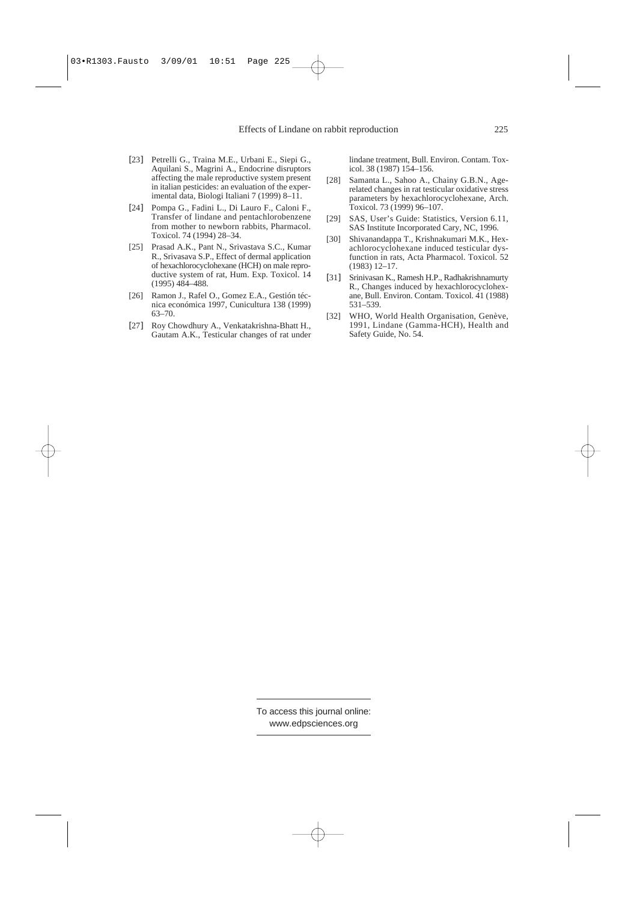[23] Petrelli G., Traina M.E., Urbani E., Siepi G., Aquilani S., Magrini A., Endocrine disruptors affecting the male reproductive system present in italian pesticides: an evaluation of the experimental data, Biologi Italiani 7 (1999) 8–11.

[24] Pompa G., Fadini L., Di Lauro F., Caloni F., Transfer of lindane and pentachlorobenzene from mother to newborn rabbits, Pharmacol. Toxicol. 74 (1994) 28–34.

[25] Prasad A.K., Pant N., Srivastava S.C., Kumar R., Srivasava S.P., Effect of dermal application of hexachlorocyclohexane (HCH) on male reproductive system of rat, Hum. Exp. Toxicol. 14 (1995) 484–488.

[26] Ramon J., Rafel O., Gomez E.A., Gestión técnica económica 1997, Cunicultura 138 (1999) 63–70.

[27] Roy Chowdhury A., Venkatakrishna-Bhatt H., Gautam A.K., Testicular changes of rat under lindane treatment, Bull. Environ. Contam. Toxicol. 38 (1987) 154–156.

[28] Samanta L., Sahoo A., Chainy G.B.N., Age-related changes in rat testicular oxidative stress parameters by hexachlorocyclohexane, Arch. Toxicol. 73 (1999) 96–107.

[29] SAS, User's Guide: Statistics, Version 6.11, SAS Institute Incorporated Cary, NC, 1996.

[30] Shivanandappa T., Krishnakumari M.K., Hexachlorocyclohexane induced testicular dysfunction in rats, Acta Pharmacol. Toxicol. 52 (1983) 12–17.

[31] Srinivasan K., Ramesh H.P., Radhakrishnamurty R., Changes induced by hexachlorocyclohexane, Bull. Environ. Contam. Toxicol. 41 (1988) 531–539.

[32] WHO, World Health Organisation, Genève, 1991, Lindane (Gamma-HCH), Health and Safety Guide, No. 54.

To access this journal online:
www.edpsciences.org